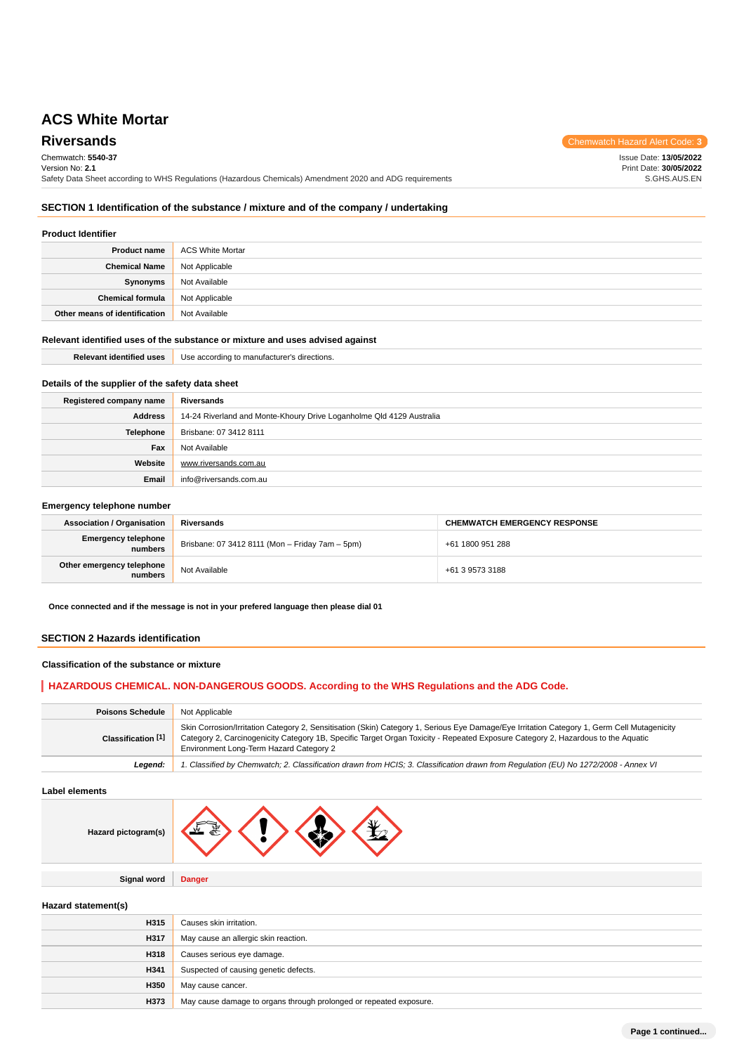# ACS White Mortar

## Riversands

Chemwatch Hazard Alert Code: **3**

Chemwatch: **5540-37**
Version No: **2.1**
Safety Data Sheet according to WHS Regulations (Hazardous Chemicals) Amendment 2020 and ADG requirements

Issue Date: **13/05/2022**
Print Date: **30/05/2022**
S.GHS.AUS.EN

## SECTION 1 Identification of the substance / mixture and of the company / undertaking

### Product Identifier

| | |
|---|---|
| **Product name** | ACS White Mortar |
| **Chemical Name** | Not Applicable |
| **Synonyms** | Not Available |
| **Chemical formula** | Not Applicable |
| **Other means of identification** | Not Available |

### Relevant identified uses of the substance or mixture and uses advised against

| | |
|---|---|
| **Relevant identified uses** | Use according to manufacturer's directions. |

### Details of the supplier of the safety data sheet

| | |
|---|---|
| **Registered company name** | Riversands |
| **Address** | 14-24 Riverland and Monte-Khoury Drive Loganholme Qld 4129 Australia |
| **Telephone** | Brisbane: 07 3412 8111 |
| **Fax** | Not Available |
| **Website** | www.riversands.com.au |
| **Email** | info@riversands.com.au |

### Emergency telephone number

| **Association / Organisation** | **Riversands** | **CHEMWATCH EMERGENCY RESPONSE** |
|---|---|---|
| **Emergency telephone numbers** | Brisbane: 07 3412 8111 (Mon – Friday 7am – 5pm) | +61 1800 951 288 |
| **Other emergency telephone numbers** | Not Available | +61 3 9573 3188 |

**Once connected and if the message is not in your prefered language then please dial 01**

## SECTION 2 Hazards identification

### Classification of the substance or mixture

**HAZARDOUS CHEMICAL. NON-DANGEROUS GOODS. According to the WHS Regulations and the ADG Code.**

| | |
|---|---|
| **Poisons Schedule** | Not Applicable |
| **Classification [1]** | Skin Corrosion/Irritation Category 2, Sensitisation (Skin) Category 1, Serious Eye Damage/Eye Irritation Category 1, Germ Cell Mutagenicity Category 2, Carcinogenicity Category 1B, Specific Target Organ Toxicity - Repeated Exposure Category 2, Hazardous to the Aquatic Environment Long-Term Hazard Category 2 |
| ***Legend:*** | *1. Classified by Chemwatch; 2. Classification drawn from HCIS; 3. Classification drawn from Regulation (EU) No 1272/2008 - Annex VI* |

### Label elements

| | |
|---|---|
| **Hazard pictogram(s)** | |
| **Signal word** | **Danger** |

### Hazard statement(s)

| | |
|---|---|
| **H315** | Causes skin irritation. |
| **H317** | May cause an allergic skin reaction. |
| **H318** | Causes serious eye damage. |
| **H341** | Suspected of causing genetic defects. |
| **H350** | May cause cancer. |
| **H373** | May cause damage to organs through prolonged or repeated exposure. |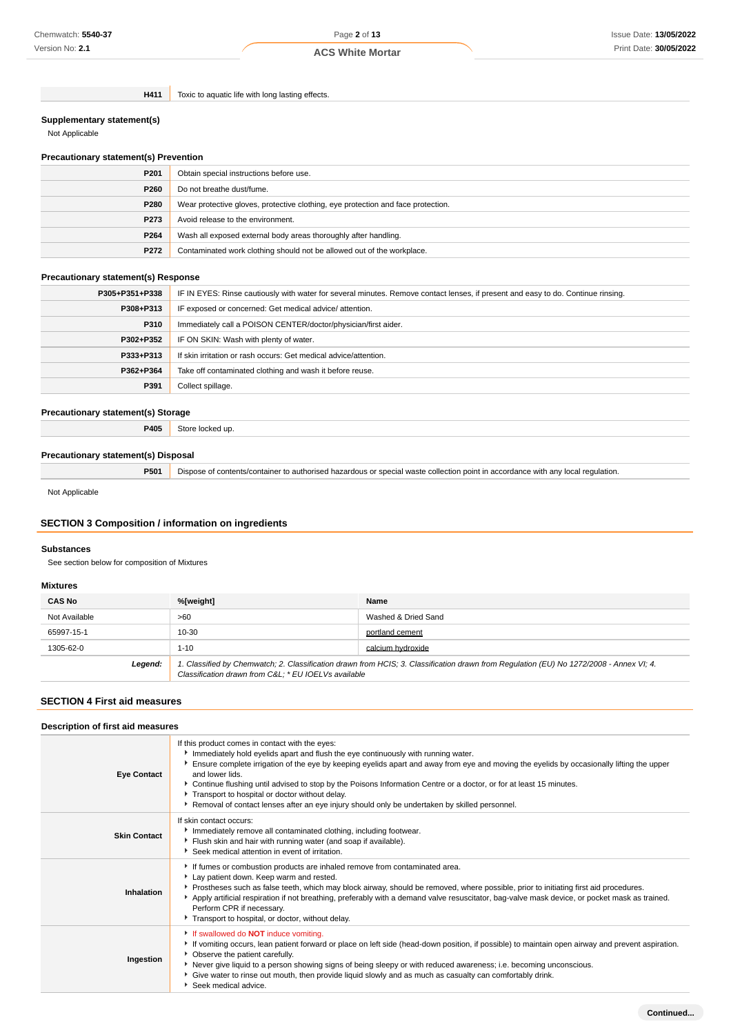| | |
|---|---|
| **H411** | Toxic to aquatic life with long lasting effects. |

### Supplementary statement(s)

Not Applicable

### Precautionary statement(s) Prevention

| | |
|---|---|
| **P201** | Obtain special instructions before use. |
| **P260** | Do not breathe dust/fume. |
| **P280** | Wear protective gloves, protective clothing, eye protection and face protection. |
| **P273** | Avoid release to the environment. |
| **P264** | Wash all exposed external body areas thoroughly after handling. |
| **P272** | Contaminated work clothing should not be allowed out of the workplace. |

### Precautionary statement(s) Response

| | |
|---|---|
| **P305+P351+P338** | IF IN EYES: Rinse cautiously with water for several minutes. Remove contact lenses, if present and easy to do. Continue rinsing. |
| **P308+P313** | IF exposed or concerned: Get medical advice/ attention. |
| **P310** | Immediately call a POISON CENTER/doctor/physician/first aider. |
| **P302+P352** | IF ON SKIN: Wash with plenty of water. |
| **P333+P313** | If skin irritation or rash occurs: Get medical advice/attention. |
| **P362+P364** | Take off contaminated clothing and wash it before reuse. |
| **P391** | Collect spillage. |

### Precautionary statement(s) Storage

| | |
|---|---|
| **P405** | Store locked up. |

### Precautionary statement(s) Disposal

| | |
|---|---|
| **P501** | Dispose of contents/container to authorised hazardous or special waste collection point in accordance with any local regulation. |

Not Applicable

## SECTION 3 Composition / information on ingredients

### Substances

See section below for composition of Mixtures

### Mixtures

| CAS No | %[weight] | Name |
|---|---|---|
| Not Available | >60 | Washed & Dried Sand |
| 65997-15-1 | 10-30 | portland cement |
| 1305-62-0 | 1-10 | calcium hydroxide |
| ***Legend:*** | *1. Classified by Chemwatch; 2. Classification drawn from HCIS; 3. Classification drawn from Regulation (EU) No 1272/2008 - Annex VI; 4. Classification drawn from C&L; * EU IOELVs available* | |

## SECTION 4 First aid measures

### Description of first aid measures

| | |
|---|---|
| **Eye Contact** | If this product comes in contact with the eyes:<br>▶ Immediately hold eyelids apart and flush the eye continuously with running water.<br>▶ Ensure complete irrigation of the eye by keeping eyelids apart and away from eye and moving the eyelids by occasionally lifting the upper and lower lids.<br>▶ Continue flushing until advised to stop by the Poisons Information Centre or a doctor, or for at least 15 minutes.<br>▶ Transport to hospital or doctor without delay.<br>▶ Removal of contact lenses after an eye injury should only be undertaken by skilled personnel. |
| **Skin Contact** | If skin contact occurs:<br>▶ Immediately remove all contaminated clothing, including footwear.<br>▶ Flush skin and hair with running water (and soap if available).<br>▶ Seek medical attention in event of irritation. |
| **Inhalation** | ▶ If fumes or combustion products are inhaled remove from contaminated area.<br>▶ Lay patient down. Keep warm and rested.<br>▶ Prostheses such as false teeth, which may block airway, should be removed, where possible, prior to initiating first aid procedures.<br>▶ Apply artificial respiration if not breathing, preferably with a demand valve resuscitator, bag-valve mask device, or pocket mask as trained. Perform CPR if necessary.<br>▶ Transport to hospital, or doctor, without delay. |
| **Ingestion** | ▶ If swallowed do **NOT** induce vomiting.<br>▶ If vomiting occurs, lean patient forward or place on left side (head-down position, if possible) to maintain open airway and prevent aspiration.<br>▶ Observe the patient carefully.<br>▶ Never give liquid to a person showing signs of being sleepy or with reduced awareness; i.e. becoming unconscious.<br>▶ Give water to rinse out mouth, then provide liquid slowly and as much as casualty can comfortably drink.<br>▶ Seek medical advice. |

**Continued...**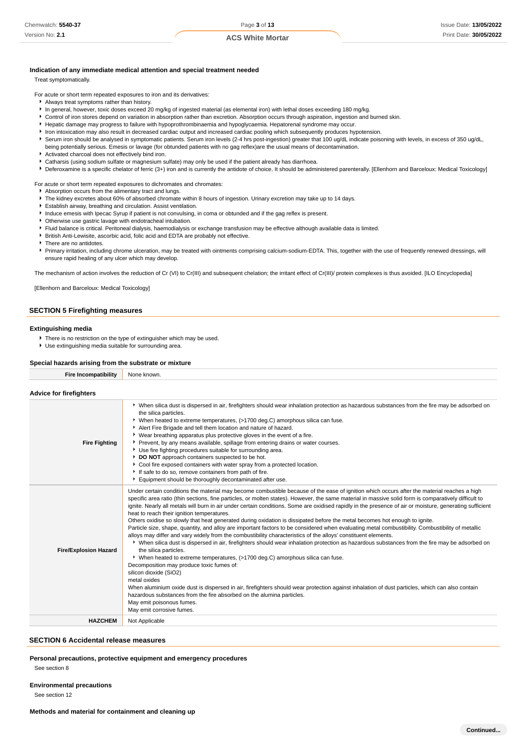### Indication of any immediate medical attention and special treatment needed

Treat symptomatically.

For acute or short term repeated exposures to iron and its derivatives:

- Always treat symptoms rather than history.
- In general, however, toxic doses exceed 20 mg/kg of ingested material (as elemental iron) with lethal doses exceeding 180 mg/kg.
- Control of iron stores depend on variation in absorption rather than excretion. Absorption occurs through aspiration, ingestion and burned skin.
- Hepatic damage may progress to failure with hypoprothrombinaemia and hypoglycaemia. Hepatorenal syndrome may occur.
- Iron intoxication may also result in decreased cardiac output and increased cardiac pooling which subsequently produces hypotension.
- Serum iron should be analysed in symptomatic patients. Serum iron levels (2-4 hrs post-ingestion) greater that 100 ug/dL indicate poisoning with levels, in excess of 350 ug/dL, being potentially serious. Emesis or lavage (for obtunded patients with no gag reflex)are the usual means of decontamination.
- Activated charcoal does not effectively bind iron.
- Catharsis (using sodium sulfate or magnesium sulfate) may only be used if the patient already has diarrhoea.
- Deferoxamine is a specific chelator of ferric (3+) iron and is currently the antidote of choice. It should be administered parenterally. [Ellenhorn and Barceloux: Medical Toxicology]

For acute or short term repeated exposures to dichromates and chromates:

- Absorption occurs from the alimentary tract and lungs.
- The kidney excretes about 60% of absorbed chromate within 8 hours of ingestion. Urinary excretion may take up to 14 days.
- Establish airway, breathing and circulation. Assist ventilation.
- Induce emesis with Ipecac Syrup if patient is not convulsing, in coma or obtunded and if the gag reflex is present.
- Otherwise use gastric lavage with endotracheal intubation.
- Fluid balance is critical. Peritoneal dialysis, haemodialysis or exchange transfusion may be effective although available data is limited.
- British Anti-Lewisite, ascorbic acid, folic acid and EDTA are probably not effective.
- There are no antidotes.
- Primary irritation, including chrome ulceration, may be treated with ointments comprising calcium-sodium-EDTA. This, together with the use of frequently renewed dressings, will ensure rapid healing of any ulcer which may develop.

The mechanism of action involves the reduction of Cr (VI) to Cr(III) and subsequent chelation; the irritant effect of Cr(III)/ protein complexes is thus avoided. [ILO Encyclopedia]

[Ellenhorn and Barceloux: Medical Toxicology]

## SECTION 5 Firefighting measures

### Extinguishing media

- There is no restriction on the type of extinguisher which may be used.
- Use extinguishing media suitable for surrounding area.

### Special hazards arising from the substrate or mixture

| Fire Incompatibility | None known. |
|---|---|

### Advice for firefighters

| | |
|---|---|
| **Fire Fighting** | ▸ When silica dust is dispersed in air, firefighters should wear inhalation protection as hazardous substances from the fire may be adsorbed on the silica particles.<br>▸ When heated to extreme temperatures, (>1700 deg.C) amorphous silica can fuse.<br>▸ Alert Fire Brigade and tell them location and nature of hazard.<br>▸ Wear breathing apparatus plus protective gloves in the event of a fire.<br>▸ Prevent, by any means available, spillage from entering drains or water courses.<br>▸ Use fire fighting procedures suitable for surrounding area.<br>▸ **DO NOT** approach containers suspected to be hot.<br>▸ Cool fire exposed containers with water spray from a protected location.<br>▸ If safe to do so, remove containers from path of fire.<br>▸ Equipment should be thoroughly decontaminated after use. |
| **Fire/Explosion Hazard** | Under certain conditions the material may become combustible because of the ease of ignition which occurs after the material reaches a high specific area ratio (thin sections, fine particles, or molten states). However, the same material in massive solid form is comparatively difficult to ignite. Nearly all metals will burn in air under certain conditions. Some are oxidised rapidly in the presence of air or moisture, generating sufficient heat to reach their ignition temperatures.<br>Others oxidise so slowly that heat generated during oxidation is dissipated before the metal becomes hot enough to ignite.<br>Particle size, shape, quantity, and alloy are important factors to be considered when evaluating metal combustibility. Combustibility of metallic alloys may differ and vary widely from the combustibility characteristics of the alloys' constituent elements.<br>▸ When silica dust is dispersed in air, firefighters should wear inhalation protection as hazardous substances from the fire may be adsorbed on the silica particles.<br>▸ When heated to extreme temperatures, (>1700 deg.C) amorphous silica can fuse.<br>Decomposition may produce toxic fumes of:<br>silicon dioxide ($SiO_2$)<br>metal oxides<br>When aluminium oxide dust is dispersed in air, firefighters should wear protection against inhalation of dust particles, which can also contain hazardous substances from the fire absorbed on the alumina particles.<br>May emit poisonous fumes.<br>May emit corrosive fumes. |
| **HAZCHEM** | Not Applicable |

## SECTION 6 Accidental release measures

### Personal precautions, protective equipment and emergency procedures

See section 8

### Environmental precautions

See section 12

### Methods and material for containment and cleaning up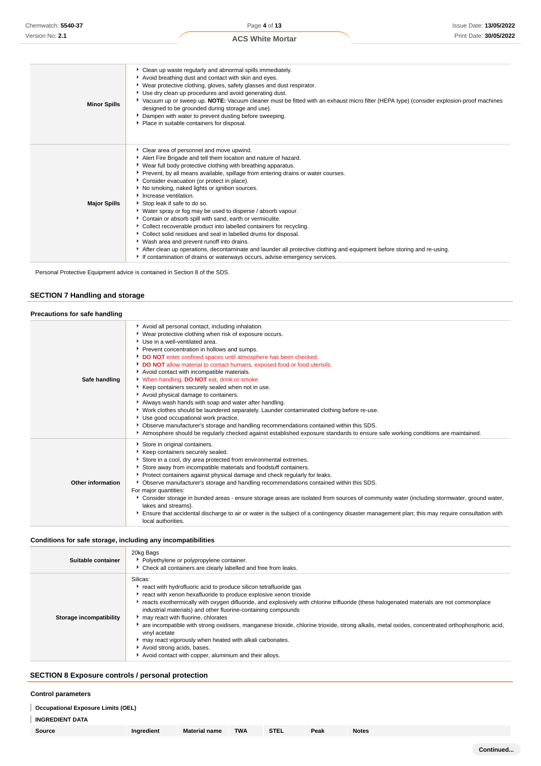| | |
|---|---|
| **Minor Spills** | - Clean up waste regularly and abnormal spills immediately.<br>- Avoid breathing dust and contact with skin and eyes.<br>- Wear protective clothing, gloves, safety glasses and dust respirator.<br>- Use dry clean up procedures and avoid generating dust.<br>- Vacuum up or sweep up. **NOTE:** Vacuum cleaner must be fitted with an exhaust micro filter (HEPA type) (consider explosion-proof machines designed to be grounded during storage and use).<br>- Dampen with water to prevent dusting before sweeping.<br>- Place in suitable containers for disposal. |
| **Major Spills** | - Clear area of personnel and move upwind.<br>- Alert Fire Brigade and tell them location and nature of hazard.<br>- Wear full body protective clothing with breathing apparatus.<br>- Prevent, by all means available, spillage from entering drains or water courses.<br>- Consider evacuation (or protect in place).<br>- No smoking, naked lights or ignition sources.<br>- Increase ventilation.<br>- Stop leak if safe to do so.<br>- Water spray or fog may be used to disperse / absorb vapour.<br>- Contain or absorb spill with sand, earth or vermiculite.<br>- Collect recoverable product into labelled containers for recycling.<br>- Collect solid residues and seal in labelled drums for disposal.<br>- Wash area and prevent runoff into drains.<br>- After clean up operations, decontaminate and launder all protective clothing and equipment before storing and re-using.<br>- If contamination of drains or waterways occurs, advise emergency services. |

Personal Protective Equipment advice is contained in Section 8 of the SDS.

## SECTION 7 Handling and storage

### Precautions for safe handling

| | |
|---|---|
| **Safe handling** | - Avoid all personal contact, including inhalation.<br>- Wear protective clothing when risk of exposure occurs.<br>- Use in a well-ventilated area.<br>- Prevent concentration in hollows and sumps.<br>- **DO NOT** enter confined spaces until atmosphere has been checked.<br>- **DO NOT** allow material to contact humans, exposed food or food utensils.<br>- Avoid contact with incompatible materials.<br>- When handling, **DO NOT** eat, drink or smoke.<br>- Keep containers securely sealed when not in use.<br>- Avoid physical damage to containers.<br>- Always wash hands with soap and water after handling.<br>- Work clothes should be laundered separately. Launder contaminated clothing before re-use.<br>- Use good occupational work practice.<br>- Observe manufacturer's storage and handling recommendations contained within this SDS.<br>- Atmosphere should be regularly checked against established exposure standards to ensure safe working conditions are maintained. |
| **Other information** | - Store in original containers.<br>- Keep containers securely sealed.<br>- Store in a cool, dry area protected from environmental extremes.<br>- Store away from incompatible materials and foodstuff containers.<br>- Protect containers against physical damage and check regularly for leaks.<br>- Observe manufacturer's storage and handling recommendations contained within this SDS.<br>For major quantities:<br>- Consider storage in bunded areas - ensure storage areas are isolated from sources of community water (including stormwater, ground water, lakes and streams}.<br>- Ensure that accidental discharge to air or water is the subject of a contingency disaster management plan; this may require consultation with local authorities. |

### Conditions for safe storage, including any incompatibilities

| | |
|---|---|
| **Suitable container** | 20kg Bags<br>- Polyethylene or polypropylene container.<br>- Check all containers are clearly labelled and free from leaks. |
| **Storage incompatibility** | Silicas:<br>- react with hydrofluoric acid to produce silicon tetrafluoride gas<br>- react with xenon hexafluoride to produce explosive xenon trioxide<br>- reacts exothermically with oxygen difluoride, and explosively with chlorine trifluoride (these halogenated materials are not commonplace industrial materials) and other fluorine-containing compounds<br>- may react with fluorine, chlorates<br>- are incompatible with strong oxidisers, manganese trioxide, chlorine trioxide, strong alkalis, metal oxides, concentrated orthophosphoric acid, vinyl acetate<br>- may react vigorously when heated with alkali carbonates.<br>- Avoid strong acids, bases.<br>- Avoid contact with copper, aluminium and their alloys. |

## SECTION 8 Exposure controls / personal protection

### Control parameters

**Occupational Exposure Limits (OEL)**

**INGREDIENT DATA**

| Source | Ingredient | Material name | TWA | STEL | Peak | Notes |
|---|---|---|---|---|---|---|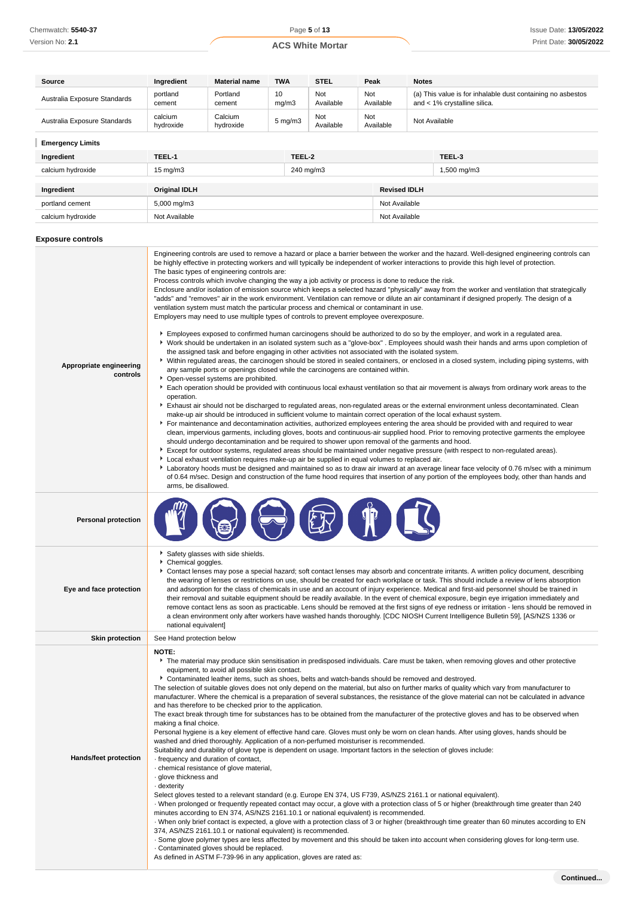| Source | Ingredient | Material name | TWA | STEL | Peak | Notes |
|---|---|---|---|---|---|---|
| Australia Exposure Standards | portland cement | Portland cement | 10 mg/m3 | Not Available | Not Available | (a) This value is for inhalable dust containing no asbestos and < 1% crystalline silica. |
| Australia Exposure Standards | calcium hydroxide | Calcium hydroxide | 5 mg/m3 | Not Available | Not Available | Not Available |

### Emergency Limits

| Ingredient | TEEL-1 | TEEL-2 | TEEL-3 |
|---|---|---|---|
| calcium hydroxide | 15 mg/m3 | 240 mg/m3 | 1,500 mg/m3 |

| Ingredient | Original IDLH | Revised IDLH |
|---|---|---|
| portland cement | 5,000 mg/m3 | Not Available |
| calcium hydroxide | Not Available | Not Available |

## Exposure controls

**Appropriate engineering controls**

Engineering controls are used to remove a hazard or place a barrier between the worker and the hazard. Well-designed engineering controls can be highly effective in protecting workers and will typically be independent of worker interactions to provide this high level of protection.
The basic types of engineering controls are:
Process controls which involve changing the way a job activity or process is done to reduce the risk.
Enclosure and/or isolation of emission source which keeps a selected hazard "physically" away from the worker and ventilation that strategically "adds" and "removes" air in the work environment. Ventilation can remove or dilute an air contaminant if designed properly. The design of a ventilation system must match the particular process and chemical or contaminant in use.
Employers may need to use multiple types of controls to prevent employee overexposure.

- Employees exposed to confirmed human carcinogens should be authorized to do so by the employer, and work in a regulated area.
- Work should be undertaken in an isolated system such as a "glove-box" . Employees should wash their hands and arms upon completion of the assigned task and before engaging in other activities not associated with the isolated system.
- Within regulated areas, the carcinogen should be stored in sealed containers, or enclosed in a closed system, including piping systems, with any sample ports or openings closed while the carcinogens are contained within.
- Open-vessel systems are prohibited.
- Each operation should be provided with continuous local exhaust ventilation so that air movement is always from ordinary work areas to the operation.
- Exhaust air should not be discharged to regulated areas, non-regulated areas or the external environment unless decontaminated. Clean make-up air should be introduced in sufficient volume to maintain correct operation of the local exhaust system.
- For maintenance and decontamination activities, authorized employees entering the area should be provided with and required to wear clean, impervious garments, including gloves, boots and continuous-air supplied hood. Prior to removing protective garments the employee should undergo decontamination and be required to shower upon removal of the garments and hood.
- Except for outdoor systems, regulated areas should be maintained under negative pressure (with respect to non-regulated areas).
- Local exhaust ventilation requires make-up air be supplied in equal volumes to replaced air.
- Laboratory hoods must be designed and maintained so as to draw air inward at an average linear face velocity of 0.76 m/sec with a minimum of 0.64 m/sec. Design and construction of the fume hood requires that insertion of any portion of the employees body, other than hands and arms, be disallowed.

**Personal protection**

**Eye and face protection**

- Safety glasses with side shields.
- Chemical goggles.
- Contact lenses may pose a special hazard; soft contact lenses may absorb and concentrate irritants. A written policy document, describing the wearing of lenses or restrictions on use, should be created for each workplace or task. This should include a review of lens absorption and adsorption for the class of chemicals in use and an account of injury experience. Medical and first-aid personnel should be trained in their removal and suitable equipment should be readily available. In the event of chemical exposure, begin eye irrigation immediately and remove contact lens as soon as practicable. Lens should be removed at the first signs of eye redness or irritation - lens should be removed in a clean environment only after workers have washed hands thoroughly. [CDC NIOSH Current Intelligence Bulletin 59], [AS/NZS 1336 or national equivalent]

**Skin protection**

See Hand protection below

**Hands/feet protection**

**NOTE:**

- The material may produce skin sensitisation in predisposed individuals. Care must be taken, when removing gloves and other protective equipment, to avoid all possible skin contact.
- Contaminated leather items, such as shoes, belts and watch-bands should be removed and destroyed.

The selection of suitable gloves does not only depend on the material, but also on further marks of quality which vary from manufacturer to manufacturer. Where the chemical is a preparation of several substances, the resistance of the glove material can not be calculated in advance and has therefore to be checked prior to the application.
The exact break through time for substances has to be obtained from the manufacturer of the protective gloves and has to be observed when making a final choice.
Personal hygiene is a key element of effective hand care. Gloves must only be worn on clean hands. After using gloves, hands should be washed and dried thoroughly. Application of a non-perfumed moisturiser is recommended.
Suitability and durability of glove type is dependent on usage. Important factors in the selection of gloves include:
· frequency and duration of contact,
· chemical resistance of glove material,
· glove thickness and
· dexterity
Select gloves tested to a relevant standard (e.g. Europe EN 374, US F739, AS/NZS 2161.1 or national equivalent).
· When prolonged or frequently repeated contact may occur, a glove with a protection class of 5 or higher (breakthrough time greater than 240 minutes according to EN 374, AS/NZS 2161.10.1 or national equivalent) is recommended.
· When only brief contact is expected, a glove with a protection class of 3 or higher (breakthrough time greater than 60 minutes according to EN 374, AS/NZS 2161.10.1 or national equivalent) is recommended.
· Some glove polymer types are less affected by movement and this should be taken into account when considering gloves for long-term use.
· Contaminated gloves should be replaced.
As defined in ASTM F-739-96 in any application, gloves are rated as: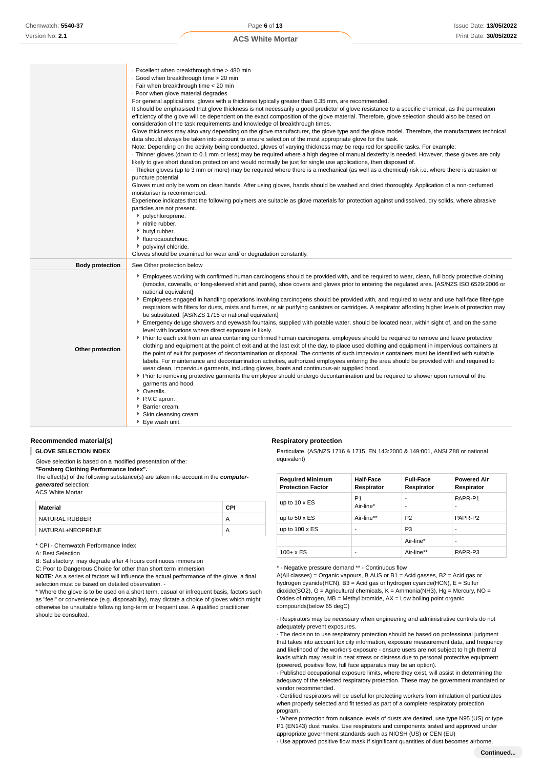| | |
|---|---|
| | · Excellent when breakthrough time > 480 min<br>· Good when breakthrough time > 20 min<br>· Fair when breakthrough time < 20 min<br>· Poor when glove material degrades<br>For general applications, gloves with a thickness typically greater than 0.35 mm, are recommended.<br>It should be emphasised that glove thickness is not necessarily a good predictor of glove resistance to a specific chemical, as the permeation efficiency of the glove will be dependent on the exact composition of the glove material. Therefore, glove selection should also be based on consideration of the task requirements and knowledge of breakthrough times.<br>Glove thickness may also vary depending on the glove manufacturer, the glove type and the glove model. Therefore, the manufacturers technical data should always be taken into account to ensure selection of the most appropriate glove for the task.<br>Note: Depending on the activity being conducted, gloves of varying thickness may be required for specific tasks. For example:<br>· Thinner gloves (down to 0.1 mm or less) may be required where a high degree of manual dexterity is needed. However, these gloves are only likely to give short duration protection and would normally be just for single use applications, then disposed of.<br>· Thicker gloves (up to 3 mm or more) may be required where there is a mechanical (as well as a chemical) risk i.e. where there is abrasion or puncture potential<br>Gloves must only be worn on clean hands. After using gloves, hands should be washed and dried thoroughly. Application of a non-perfumed moisturiser is recommended.<br>Experience indicates that the following polymers are suitable as glove materials for protection against undissolved, dry solids, where abrasive particles are not present.<br>▸ polychloroprene.<br>▸ nitrile rubber.<br>▸ butyl rubber.<br>▸ fluorocaoutchouc.<br>▸ polyvinyl chloride.<br>Gloves should be examined for wear and/ or degradation constantly. |
| **Body protection** | See Other protection below |
| **Other protection** | ▸ Employees working with confirmed human carcinogens should be provided with, and be required to wear, clean, full body protective clothing (smocks, coveralls, or long-sleeved shirt and pants), shoe covers and gloves prior to entering the regulated area. [AS/NZS ISO 6529:2006 or national equivalent]<br>▸ Employees engaged in handling operations involving carcinogens should be provided with, and required to wear and use half-face filter-type respirators with filters for dusts, mists and fumes, or air purifying canisters or cartridges. A respirator affording higher levels of protection may be substituted. [AS/NZS 1715 or national equivalent]<br>▸ Emergency deluge showers and eyewash fountains, supplied with potable water, should be located near, within sight of, and on the same level with locations where direct exposure is likely.<br>▸ Prior to each exit from an area containing confirmed human carcinogens, employees should be required to remove and leave protective clothing and equipment at the point of exit and at the last exit of the day, to place used clothing and equipment in impervious containers at the point of exit for purposes of decontamination or disposal. The contents of such impervious containers must be identified with suitable labels. For maintenance and decontamination activities, authorized employees entering the area should be provided with and required to wear clean, impervious garments, including gloves, boots and continuous-air supplied hood.<br>▸ Prior to removing protective garments the employee should undergo decontamination and be required to shower upon removal of the garments and hood.<br>▸ Overalls.<br>▸ P.V.C apron.<br>▸ Barrier cream.<br>▸ Skin cleansing cream.<br>▸ Eye wash unit. |

### Recommended material(s)

**GLOVE SELECTION INDEX**

Glove selection is based on a modified presentation of the:
***"Forsberg Clothing Performance Index".***
The effect(s) of the following substance(s) are taken into account in the ***computer-generated*** selection:
ACS White Mortar

| Material | CPI |
|---|---|
| NATURAL RUBBER | A |
| NATURAL+NEOPRENE | A |

\* CPI - Chemwatch Performance Index
A: Best Selection
B: Satisfactory; may degrade after 4 hours continuous immersion
C: Poor to Dangerous Choice for other than short term immersion
**NOTE**: As a series of factors will influence the actual performance of the glove, a final selection must be based on detailed observation. -
\* Where the glove is to be used on a short term, casual or infrequent basis, factors such as "feel" or convenience (e.g. disposability), may dictate a choice of gloves which might otherwise be unsuitable following long-term or frequent use. A qualified practitioner should be consulted.

### Respiratory protection

Particulate. (AS/NZS 1716 & 1715, EN 143:2000 & 149:001, ANSI Z88 or national equivalent)

| Required Minimum Protection Factor | Half-Face Respirator | Full-Face Respirator | Powered Air Respirator |
|---|---|---|---|
| up to 10 x ES | P1<br>Air-line* | -<br>- | PAPR-P1<br>- |
| up to 50 x ES | Air-line** | P2 | PAPR-P2 |
| up to 100 x ES | - | P3 | - |
| | | Air-line* | - |
| 100+ x ES | - | Air-line** | PAPR-P3 |

\* - Negative pressure demand ** - Continuous flow
A(All classes) = Organic vapours, B AUS or B1 = Acid gasses, B2 = Acid gas or hydrogen cyanide(HCN), B3 = Acid gas or hydrogen cyanide(HCN), E = Sulfur dioxide(SO2), G = Agricultural chemicals, K = Ammonia(NH3), Hg = Mercury, NO = Oxides of nitrogen, MB = Methyl bromide, AX = Low boiling point organic compounds(below 65 degC)

· Respirators may be necessary when engineering and administrative controls do not adequately prevent exposures.
· The decision to use respiratory protection should be based on professional judgment that takes into account toxicity information, exposure measurement data, and frequency and likelihood of the worker's exposure - ensure users are not subject to high thermal loads which may result in heat stress or distress due to personal protective equipment (powered, positive flow, full face apparatus may be an option).
· Published occupational exposure limits, where they exist, will assist in determining the adequacy of the selected respiratory protection. These may be government mandated or vendor recommended.
· Certified respirators will be useful for protecting workers from inhalation of particulates when properly selected and fit tested as part of a complete respiratory protection program.
· Where protection from nuisance levels of dusts are desired, use type N95 (US) or type P1 (EN143) dust masks. Use respirators and components tested and approved under appropriate government standards such as NIOSH (US) or CEN (EU)
· Use approved positive flow mask if significant quantities of dust becomes airborne.

**Continued...**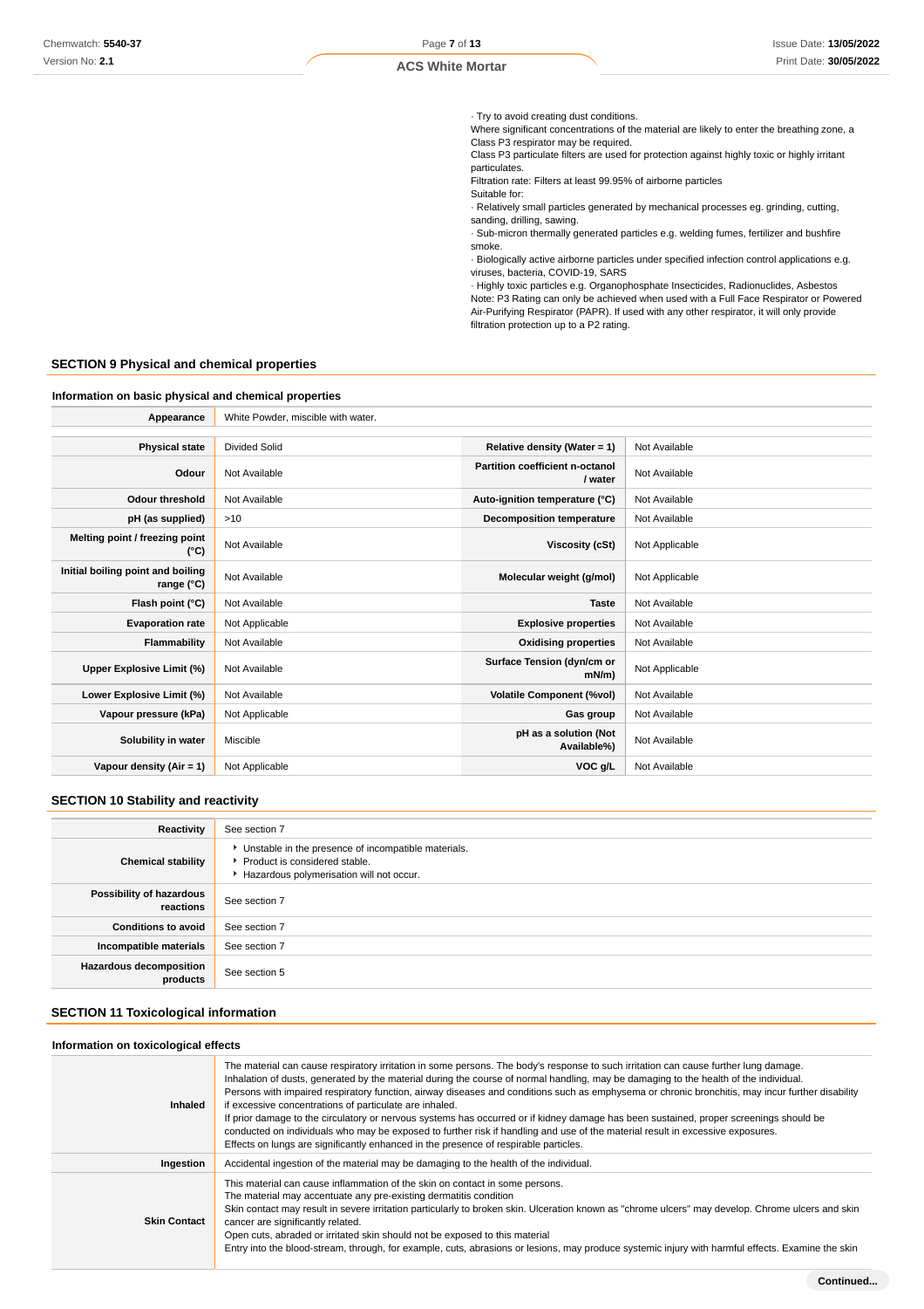· Try to avoid creating dust conditions.
Where significant concentrations of the material are likely to enter the breathing zone, a Class P3 respirator may be required.
Class P3 particulate filters are used for protection against highly toxic or highly irritant particulates.
Filtration rate: Filters at least 99.95% of airborne particles
Suitable for:
· Relatively small particles generated by mechanical processes eg. grinding, cutting, sanding, drilling, sawing.
· Sub-micron thermally generated particles e.g. welding fumes, fertilizer and bushfire smoke.
· Biologically active airborne particles under specified infection control applications e.g. viruses, bacteria, COVID-19, SARS
· Highly toxic particles e.g. Organophosphate Insecticides, Radionuclides, Asbestos
Note: P3 Rating can only be achieved when used with a Full Face Respirator or Powered Air-Purifying Respirator (PAPR). If used with any other respirator, it will only provide filtration protection up to a P2 rating.

## SECTION 9 Physical and chemical properties

### Information on basic physical and chemical properties

| **Appearance** | White Powder, miscible with water. | | |
|---|---|---|---|
| **Physical state** | Divided Solid | **Relative density (Water = 1)** | Not Available |
| **Odour** | Not Available | **Partition coefficient n-octanol / water** | Not Available |
| **Odour threshold** | Not Available | **Auto-ignition temperature (°C)** | Not Available |
| **pH (as supplied)** | >10 | **Decomposition temperature** | Not Available |
| **Melting point / freezing point (°C)** | Not Available | **Viscosity (cSt)** | Not Applicable |
| **Initial boiling point and boiling range (°C)** | Not Available | **Molecular weight (g/mol)** | Not Applicable |
| **Flash point (°C)** | Not Available | **Taste** | Not Available |
| **Evaporation rate** | Not Applicable | **Explosive properties** | Not Available |
| **Flammability** | Not Available | **Oxidising properties** | Not Available |
| **Upper Explosive Limit (%)** | Not Available | **Surface Tension (dyn/cm or mN/m)** | Not Applicable |
| **Lower Explosive Limit (%)** | Not Available | **Volatile Component (%vol)** | Not Available |
| **Vapour pressure (kPa)** | Not Applicable | **Gas group** | Not Available |
| **Solubility in water** | Miscible | **pH as a solution (Not Available%)** | Not Available |
| **Vapour density (Air = 1)** | Not Applicable | **VOC g/L** | Not Available |

## SECTION 10 Stability and reactivity

| | |
|---|---|
| **Reactivity** | See section 7 |
| **Chemical stability** | ▸ Unstable in the presence of incompatible materials.<br>▸ Product is considered stable.<br>▸ Hazardous polymerisation will not occur. |
| **Possibility of hazardous reactions** | See section 7 |
| **Conditions to avoid** | See section 7 |
| **Incompatible materials** | See section 7 |
| **Hazardous decomposition products** | See section 5 |

## SECTION 11 Toxicological information

### Information on toxicological effects

| | |
|---|---|
| **Inhaled** | The material can cause respiratory irritation in some persons. The body's response to such irritation can cause further lung damage.<br>Inhalation of dusts, generated by the material during the course of normal handling, may be damaging to the health of the individual.<br>Persons with impaired respiratory function, airway diseases and conditions such as emphysema or chronic bronchitis, may incur further disability if excessive concentrations of particulate are inhaled.<br>If prior damage to the circulatory or nervous systems has occurred or if kidney damage has been sustained, proper screenings should be conducted on individuals who may be exposed to further risk if handling and use of the material result in excessive exposures.<br>Effects on lungs are significantly enhanced in the presence of respirable particles. |
| **Ingestion** | Accidental ingestion of the material may be damaging to the health of the individual. |
| **Skin Contact** | This material can cause inflammation of the skin on contact in some persons.<br>The material may accentuate any pre-existing dermatitis condition<br>Skin contact may result in severe irritation particularly to broken skin. Ulceration known as "chrome ulcers" may develop. Chrome ulcers and skin cancer are significantly related.<br>Open cuts, abraded or irritated skin should not be exposed to this material<br>Entry into the blood-stream, through, for example, cuts, abrasions or lesions, may produce systemic injury with harmful effects. Examine the skin |

Continued...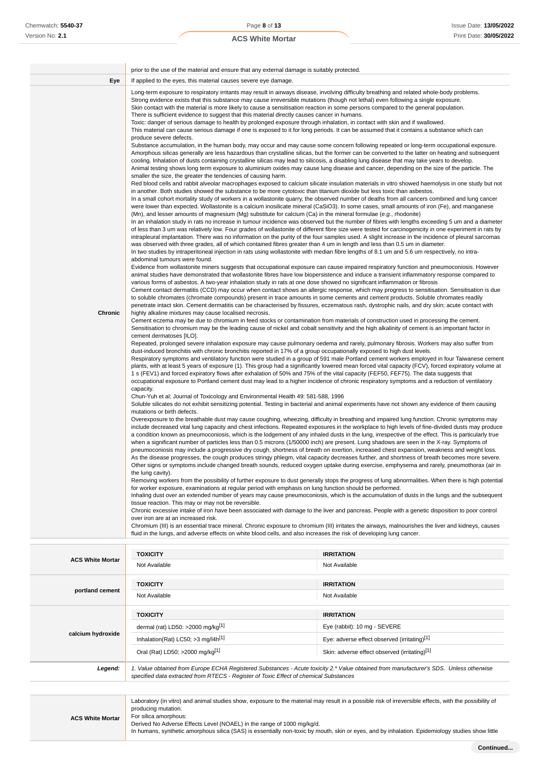| | |
|---|---|
| | prior to the use of the material and ensure that any external damage is suitably protected. |
| **Eye** | If applied to the eyes, this material causes severe eye damage. |
| **Chronic** | Long-term exposure to respiratory irritants may result in airways disease, involving difficulty breathing and related whole-body problems.<br>Strong evidence exists that this substance may cause irreversible mutations (though not lethal) even following a single exposure.<br>Skin contact with the material is more likely to cause a sensitisation reaction in some persons compared to the general population.<br>There is sufficient evidence to suggest that this material directly causes cancer in humans.<br>Toxic: danger of serious damage to health by prolonged exposure through inhalation, in contact with skin and if swallowed.<br>This material can cause serious damage if one is exposed to it for long periods. It can be assumed that it contains a substance which can produce severe defects.<br>Substance accumulation, in the human body, may occur and may cause some concern following repeated or long-term occupational exposure.<br>Amorphous silicas generally are less hazardous than crystalline silicas, but the former can be converted to the latter on heating and subsequent cooling. Inhalation of dusts containing crystalline silicas may lead to silicosis, a disabling lung disease that may take years to develop.<br>Animal testing shows long term exposure to aluminium oxides may cause lung disease and cancer, depending on the size of the particle. The smaller the size, the greater the tendencies of causing harm.<br>Red blood cells and rabbit alveolar macrophages exposed to calcium silicate insulation materials in vitro showed haemolysis in one study but not in another. Both studies showed the substance to be more cytotoxic than titanium dioxide but less toxic than asbestos.<br>In a small cohort mortality study of workers in a wollastonite quarry, the observed number of deaths from all cancers combined and lung cancer were lower than expected. Wollastonite is a calcium inosilicate mineral ($CaSiO_3$). In some cases, small amounts of iron (Fe), and manganese (Mn), and lesser amounts of magnesium (Mg) substitute for calcium (Ca) in the mineral formulae (*e.g.*, rhodonite)<br>In an inhalation study in rats no increase in tumour incidence was observed but the number of fibres with lengths exceeding 5 um and a diameter of less than 3 um was relatively low. Four grades of wollastonite of different fibre size were tested for carcinogenicity in one experiment in rats by intrapleural implantation. There was no information on the purity of the four samples used. A slight increase in the incidence of pleural sarcomas was observed with three grades, all of which contained fibres greater than 4 um in length and less than 0.5 um in diameter.<br>In two studies by intraperitoneal injection in rats using wollastonite with median fibre lengths of 8.1 um and 5.6 um respectively, no intra-abdominal tumours were found.<br>Evidence from wollastonite miners suggests that occupational exposure can cause impaired respiratory function and pneumoconiosis. However animal studies have demonstrated that wollastonite fibres have low biopersistence and induce a transient inflammatory response compared to various forms of asbestos. A two-year inhalation study in rats at one dose showed no significant inflammation or fibrosis<br>Cement contact dermatitis (CCD) may occur when contact shows an allergic response, which may progress to sensitisation. Sensitisation is due to soluble chromates (chromate compounds) present in trace amounts in some cements and cement products. Soluble chromates readily penetrate intact skin. Cement dermatitis can be characterised by fissures, eczematous rash, dystrophic nails, and dry skin; acute contact with highly alkaline mixtures may cause localised necrosis.<br>Cement eczema may be due to chromium in feed stocks or contamination from materials of construction used in processing the cement. Sensitisation to chromium may be the leading cause of nickel and cobalt sensitivity and the high alkalinity of cement is an important factor in cement dermatoses [ILO].<br>Repeated, prolonged severe inhalation exposure may cause pulmonary oedema and rarely, pulmonary fibrosis. Workers may also suffer from dust-induced bronchitis with chronic bronchitis reported in 17% of a group occupationally exposed to high dust levels.<br>Respiratory symptoms and ventilatory function were studied in a group of 591 male Portland cement workers employed in four Taiwanese cement plants, with at least 5 years of exposure (1). This group had a significantly lowered mean forced vital capacity (FCV), forced expiratory volume at 1 s (FEV1) and forced expiratory flows after exhalation of 50% and 75% of the vital capacity (FEF50, FEF75). The data suggests that occupational exposure to Portland cement dust may lead to a higher incidence of chronic respiratory symptoms and a reduction of ventilatory capacity.<br>Chun-Yuh et al; Journal of Toxicology and Environmental Health 49: 581-588, 1996<br>Soluble silicates do not exhibit sensitizing potential. Testing in bacterial and animal experiments have not shown any evidence of them causing mutations or birth defects.<br>Overexposure to the breathable dust may cause coughing, wheezing, difficulty in breathing and impaired lung function. Chronic symptoms may include decreased vital lung capacity and chest infections. Repeated exposures in the workplace to high levels of fine-divided dusts may produce a condition known as pneumoconiosis, which is the lodgement of any inhaled dusts in the lung, irrespective of the effect. This is particularly true when a significant number of particles less than 0.5 microns (1/50000 inch) are present. Lung shadows are seen in the X-ray. Symptoms of pneumoconiosis may include a progressive dry cough, shortness of breath on exertion, increased chest expansion, weakness and weight loss. As the disease progresses, the cough produces stringy phlegm, vital capacity decreases further, and shortness of breath becomes more severe. Other signs or symptoms include changed breath sounds, reduced oxygen uptake during exercise, emphysema and rarely, pneumothorax (air in the lung cavity).<br>Removing workers from the possibility of further exposure to dust generally stops the progress of lung abnormalities. When there is high potential for worker exposure, examinations at regular period with emphasis on lung function should be performed.<br>Inhaling dust over an extended number of years may cause pneumoconiosis, which is the accumulation of dusts in the lungs and the subsequent tissue reaction. This may or may not be reversible.<br>Chronic excessive intake of iron have been associated with damage to the liver and pancreas. People with a genetic disposition to poor control over iron are at an increased risk.<br>Chromium (III) is an essential trace mineral. Chronic exposure to chromium (III) irritates the airways, malnourishes the liver and kidneys, causes fluid in the lungs, and adverse effects on white blood cells, and also increases the risk of developing lung cancer. |

| | TOXICITY | IRRITATION |
|---|---|---|
| **ACS White Mortar** | Not Available | Not Available |
| **portland cement** | Not Available | Not Available |
| **calcium hydroxide** | dermal (rat) LD50: >2000 mg/kg[1] | Eye (rabbit): 10 mg - SEVERE |
| | Inhalation(Rat) LC50; >3 mg/l4h[1] | Eye: adverse effect observed (irritating)[1] |
| | Oral (Rat) LD50; >2000 mg/kg[1] | Skin: adverse effect observed (irritating)[1] |
| ***Legend:*** | *1. Value obtained from Europe ECHA Registered Substances - Acute toxicity 2.\* Value obtained from manufacturer's SDS. Unless otherwise specified data extracted from RTECS - Register of Toxic Effect of chemical Substances* | |

| | |
|---|---|
| **ACS White Mortar** | Laboratory (in vitro) and animal studies show, exposure to the material may result in a possible risk of irreversible effects, with the possibility of producing mutation.<br>For silica amorphous:<br>Derived No Adverse Effects Level (NOAEL) in the range of 1000 mg/kg/d.<br>In humans, synthetic amorphous silica (SAS) is essentially non-toxic by mouth, skin or eyes, and by inhalation. Epidemiology studies show little |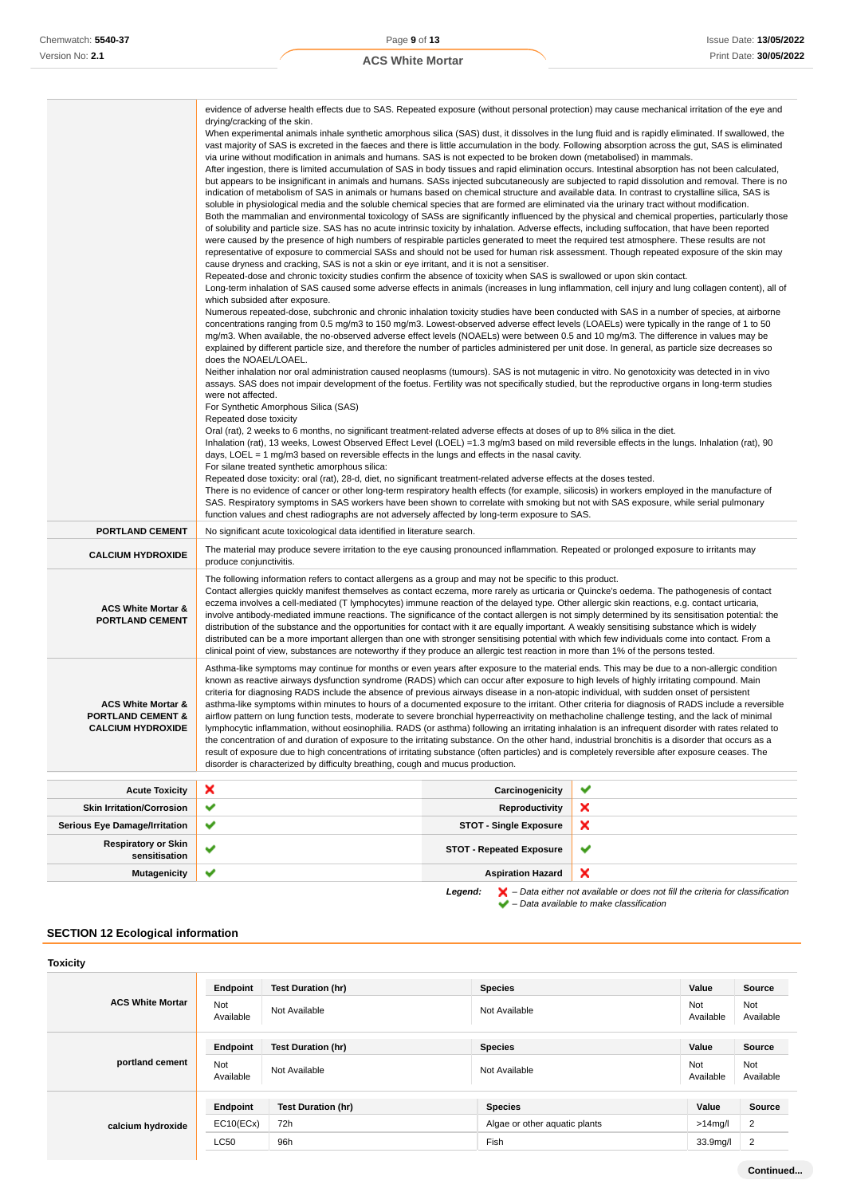|  |  |
|---|---|
|  | evidence of adverse health effects due to SAS. Repeated exposure (without personal protection) may cause mechanical irritation of the eye and drying/cracking of the skin.<br>When experimental animals inhale synthetic amorphous silica (SAS) dust, it dissolves in the lung fluid and is rapidly eliminated. If swallowed, the vast majority of SAS is excreted in the faeces and there is little accumulation in the body. Following absorption across the gut, SAS is eliminated via urine without modification in animals and humans. SAS is not expected to be broken down (metabolised) in mammals.<br>After ingestion, there is limited accumulation of SAS in body tissues and rapid elimination occurs. Intestinal absorption has not been calculated, but appears to be insignificant in animals and humans. SASs injected subcutaneously are subjected to rapid dissolution and removal. There is no indication of metabolism of SAS in animals or humans based on chemical structure and available data. In contrast to crystalline silica, SAS is soluble in physiological media and the soluble chemical species that are formed are eliminated via the urinary tract without modification.<br>Both the mammalian and environmental toxicology of SASs are significantly influenced by the physical and chemical properties, particularly those of solubility and particle size. SAS has no acute intrinsic toxicity by inhalation. Adverse effects, including suffocation, that have been reported were caused by the presence of high numbers of respirable particles generated to meet the required test atmosphere. These results are not representative of exposure to commercial SASs and should not be used for human risk assessment. Though repeated exposure of the skin may cause dryness and cracking, SAS is not a skin or eye irritant, and it is not a sensitiser.<br>Repeated-dose and chronic toxicity studies confirm the absence of toxicity when SAS is swallowed or upon skin contact.<br>Long-term inhalation of SAS caused some adverse effects in animals (increases in lung inflammation, cell injury and lung collagen content), all of which subsided after exposure.<br>Numerous repeated-dose, subchronic and chronic inhalation toxicity studies have been conducted with SAS in a number of species, at airborne concentrations ranging from 0.5 mg/m3 to 150 mg/m3. Lowest-observed adverse effect levels (LOAELs) were typically in the range of 1 to 50 mg/m3. When available, the no-observed adverse effect levels (NOAELs) were between 0.5 and 10 mg/m3. The difference in values may be explained by different particle size, and therefore the number of particles administered per unit dose. In general, as particle size decreases so does the NOAEL/LOAEL.<br>Neither inhalation nor oral administration caused neoplasms (tumours). SAS is not mutagenic in vitro. No genotoxicity was detected in in vivo assays. SAS does not impair development of the foetus. Fertility was not specifically studied, but the reproductive organs in long-term studies were not affected.<br>For Synthetic Amorphous Silica (SAS)<br>Repeated dose toxicity<br>Oral (rat), 2 weeks to 6 months, no significant treatment-related adverse effects at doses of up to 8% silica in the diet.<br>Inhalation (rat), 13 weeks, Lowest Observed Effect Level (LOEL) =1.3 mg/m3 based on mild reversible effects in the lungs. Inhalation (rat), 90 days, LOEL = 1 mg/m3 based on reversible effects in the lungs and effects in the nasal cavity.<br>For silane treated synthetic amorphous silica:<br>Repeated dose toxicity: oral (rat), 28-d, diet, no significant treatment-related adverse effects at the doses tested.<br>There is no evidence of cancer or other long-term respiratory health effects (for example, silicosis) in workers employed in the manufacture of SAS. Respiratory symptoms in SAS workers have been shown to correlate with smoking but not with SAS exposure, while serial pulmonary function values and chest radiographs are not adversely affected by long-term exposure to SAS. |
| **PORTLAND CEMENT** | No significant acute toxicological data identified in literature search. |
| **CALCIUM HYDROXIDE** | The material may produce severe irritation to the eye causing pronounced inflammation. Repeated or prolonged exposure to irritants may produce conjunctivitis. |
| **ACS White Mortar & PORTLAND CEMENT** | The following information refers to contact allergens as a group and may not be specific to this product.<br>Contact allergies quickly manifest themselves as contact eczema, more rarely as urticaria or Quincke's oedema. The pathogenesis of contact eczema involves a cell-mediated (T lymphocytes) immune reaction of the delayed type. Other allergic skin reactions, e.g. contact urticaria, involve antibody-mediated immune reactions. The significance of the contact allergen is not simply determined by its sensitisation potential: the distribution of the substance and the opportunities for contact with it are equally important. A weakly sensitising substance which is widely distributed can be a more important allergen than one with stronger sensitising potential with which few individuals come into contact. From a clinical point of view, substances are noteworthy if they produce an allergic test reaction in more than 1% of the persons tested. |
| **ACS White Mortar & PORTLAND CEMENT & CALCIUM HYDROXIDE** | Asthma-like symptoms may continue for months or even years after exposure to the material ends. This may be due to a non-allergic condition known as reactive airways dysfunction syndrome (RADS) which can occur after exposure to high levels of highly irritating compound. Main criteria for diagnosing RADS include the absence of previous airways disease in a non-atopic individual, with sudden onset of persistent asthma-like symptoms within minutes to hours of a documented exposure to the irritant. Other criteria for diagnosis of RADS include a reversible airflow pattern on lung function tests, moderate to severe bronchial hyperreactivity on methacholine challenge testing, and the lack of minimal lymphocytic inflammation, without eosinophilia. RADS (or asthma) following an irritating inhalation is an infrequent disorder with rates related to the concentration of and duration of exposure to the irritating substance. On the other hand, industrial bronchitis is a disorder that occurs as a result of exposure due to high concentrations of irritating substance (often particles) and is completely reversible after exposure ceases. The disorder is characterized by difficulty breathing, cough and mucus production. |

| | | | |
|---|---|---|---|
| **Acute Toxicity** | ✘ | **Carcinogenicity** | ✔ |
| **Skin Irritation/Corrosion** | ✔ | **Reproductivity** | ✘ |
| **Serious Eye Damage/Irritation** | ✔ | **STOT - Single Exposure** | ✘ |
| **Respiratory or Skin sensitisation** | ✔ | **STOT - Repeated Exposure** | ✔ |
| **Mutagenicity** | ✔ | **Aspiration Hazard** | ✘ |

*Legend:* ✘ – *Data either not available or does not fill the criteria for classification*
✔ – *Data available to make classification*

## SECTION 12 Ecological information

### Toxicity

| | Endpoint | Test Duration (hr) | Species | Value | Source |
|---|---|---|---|---|---|
| **ACS White Mortar** | Not Available | Not Available | Not Available | Not Available | Not Available |
| **portland cement** | Not Available | Not Available | Not Available | Not Available | Not Available |
| **calcium hydroxide** | EC10(ECx) | 72h | Algae or other aquatic plants | >14mg/l | 2 |
| | LC50 | 96h | Fish | 33.9mg/l | 2 |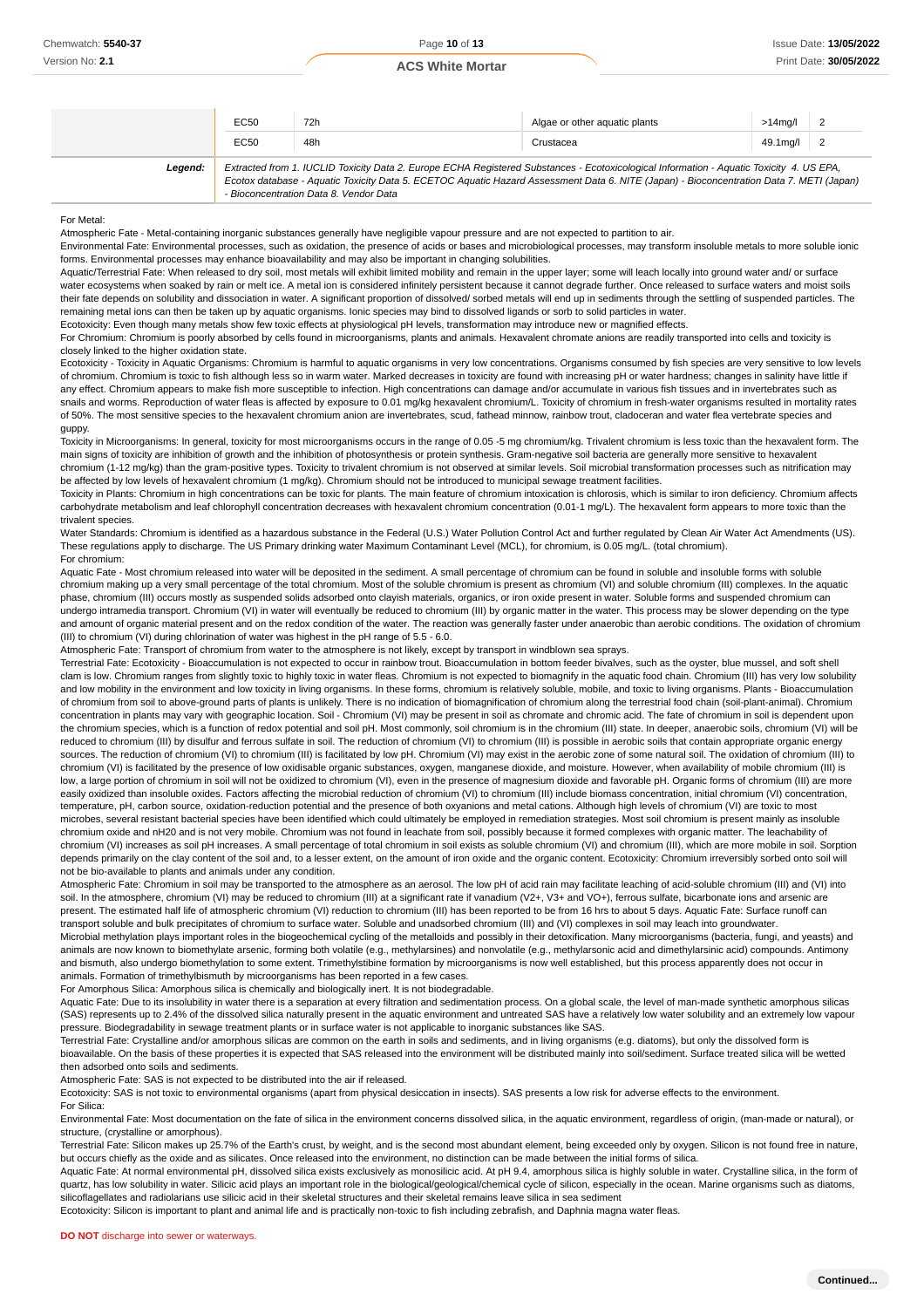| | EC50 | 72h | Algae or other aquatic plants | >14mg/l | 2 |
|---|---|---|---|---|---|
| | EC50 | 48h | Crustacea | 49.1mg/l | 2 |
| **Legend:** | *Extracted from 1. IUCLID Toxicity Data 2. Europe ECHA Registered Substances - Ecotoxicological Information - Aquatic Toxicity 4. US EPA, Ecotox database - Aquatic Toxicity Data 5. ECETOC Aquatic Hazard Assessment Data 6. NITE (Japan) - Bioconcentration Data 7. METI (Japan) - Bioconcentration Data 8. Vendor Data* | | | | |

For Metal:

Atmospheric Fate - Metal-containing inorganic substances generally have negligible vapour pressure and are not expected to partition to air.

Environmental Fate: Environmental processes, such as oxidation, the presence of acids or bases and microbiological processes, may transform insoluble metals to more soluble ionic forms. Environmental processes may enhance bioavailability and may also be important in changing solubilities.

Aquatic/Terrestrial Fate: When released to dry soil, most metals will exhibit limited mobility and remain in the upper layer; some will leach locally into ground water and/ or surface water ecosystems when soaked by rain or melt ice. A metal ion is considered infinitely persistent because it cannot degrade further. Once released to surface waters and moist soils their fate depends on solubility and dissociation in water. A significant proportion of dissolved/ sorbed metals will end up in sediments through the settling of suspended particles. The remaining metal ions can then be taken up by aquatic organisms. Ionic species may bind to dissolved ligands or sorb to solid particles in water.

Ecotoxicity: Even though many metals show few toxic effects at physiological pH levels, transformation may introduce new or magnified effects.

For Chromium: Chromium is poorly absorbed by cells found in microorganisms, plants and animals. Hexavalent chromate anions are readily transported into cells and toxicity is closely linked to the higher oxidation state.

Ecotoxicity - Toxicity in Aquatic Organisms: Chromium is harmful to aquatic organisms in very low concentrations. Organisms consumed by fish species are very sensitive to low levels of chromium. Chromium is toxic to fish although less so in warm water. Marked decreases in toxicity are found with increasing pH or water hardness; changes in salinity have little if any effect. Chromium appears to make fish more susceptible to infection. High concentrations can damage and/or accumulate in various fish tissues and in invertebrates such as snails and worms. Reproduction of water fleas is affected by exposure to 0.01 mg/kg hexavalent chromium/L. Toxicity of chromium in fresh-water organisms resulted in mortality rates of 50%. The most sensitive species to the hexavalent chromium anion are invertebrates, scud, fathead minnow, rainbow trout, cladoceran and water flea vertebrate species and guppy.

Toxicity in Microorganisms: In general, toxicity for most microorganisms occurs in the range of 0.05 -5 mg chromium/kg. Trivalent chromium is less toxic than the hexavalent form. The main signs of toxicity are inhibition of growth and the inhibition of photosynthesis or protein synthesis. Gram-negative soil bacteria are generally more sensitive to hexavalent chromium (1-12 mg/kg) than the gram-positive types. Toxicity to trivalent chromium is not observed at similar levels. Soil microbial transformation processes such as nitrification may be affected by low levels of hexavalent chromium (1 mg/kg). Chromium should not be introduced to municipal sewage treatment facilities.

Toxicity in Plants: Chromium in high concentrations can be toxic for plants. The main feature of chromium intoxication is chlorosis, which is similar to iron deficiency. Chromium affects carbohydrate metabolism and leaf chlorophyll concentration decreases with hexavalent chromium concentration (0.01-1 mg/L). The hexavalent form appears to more toxic than the trivalent species.

Water Standards: Chromium is identified as a hazardous substance in the Federal (U.S.) Water Pollution Control Act and further regulated by Clean Air Water Act Amendments (US). These regulations apply to discharge. The US Primary drinking water Maximum Contaminant Level (MCL), for chromium, is 0.05 mg/L. (total chromium).

For chromium:

Aquatic Fate - Most chromium released into water will be deposited in the sediment. A small percentage of chromium can be found in soluble and insoluble forms with soluble chromium making up a very small percentage of the total chromium. Most of the soluble chromium is present as chromium (VI) and soluble chromium (III) complexes. In the aquatic phase, chromium (III) occurs mostly as suspended solids adsorbed onto clayish materials, organics, or iron oxide present in water. Soluble forms and suspended chromium can undergo intramedia transport. Chromium (VI) in water will eventually be reduced to chromium (III) by organic matter in the water. This process may be slower depending on the type and amount of organic material present and on the redox condition of the water. The reaction was generally faster under anaerobic than aerobic conditions. The oxidation of chromium (III) to chromium (VI) during chlorination of water was highest in the pH range of 5.5 - 6.0.

Atmospheric Fate: Transport of chromium from water to the atmosphere is not likely, except by transport in windblown sea sprays.

Terrestrial Fate: Ecotoxicity - Bioaccumulation is not expected to occur in rainbow trout. Bioaccumulation in bottom feeder bivalves, such as the oyster, blue mussel, and soft shell clam is low. Chromium ranges from slightly toxic to highly toxic in water fleas. Chromium is not expected to biomagnify in the aquatic food chain. Chromium (III) has very low solubility and low mobility in the environment and low toxicity in living organisms. In these forms, chromium is relatively soluble, mobile, and toxic to living organisms. Plants - Bioaccumulation of chromium from soil to above-ground parts of plants is unlikely. There is no indication of biomagnification of chromium along the terrestrial food chain (soil-plant-animal). Chromium concentration in plants may vary with geographic location. Soil - Chromium (VI) may be present in soil as chromate and chromic acid. The fate of chromium in soil is dependent upon the chromium species, which is a function of redox potential and soil pH. Most commonly, soil chromium is in the chromium (III) state. In deeper, anaerobic soils, chromium (VI) will be reduced to chromium (III) by disulfur and ferrous sulfate in soil. The reduction of chromium (VI) to chromium (III) is possible in aerobic soils that contain appropriate organic energy sources. The reduction of chromium (VI) to chromium (III) is facilitated by low pH. Chromium (VI) may exist in the aerobic zone of some natural soil. The oxidation of chromium (III) to chromium (VI) is facilitated by the presence of low oxidisable organic substances, oxygen, manganese dioxide, and moisture. However, when availability of mobile chromium (III) is low, a large portion of chromium in soil will not be oxidized to chromium (VI), even in the presence of magnesium dioxide and favorable pH. Organic forms of chromium (III) are more easily oxidized than insoluble oxides. Factors affecting the microbial reduction of chromium (VI) to chromium (III) include biomass concentration, initial chromium (VI) concentration, temperature, pH, carbon source, oxidation-reduction potential and the presence of both oxyanions and metal cations. Although high levels of chromium (VI) are toxic to most microbes, several resistant bacterial species have been identified which could ultimately be employed in remediation strategies. Most soil chromium is present mainly as insoluble chromium oxide and nH20 and is not very mobile. Chromium was not found in leachate from soil, possibly because it formed complexes with organic matter. The leachability of chromium (VI) increases as soil pH increases. A small percentage of total chromium in soil exists as soluble chromium (VI) and chromium (III), which are more mobile in soil. Sorption depends primarily on the clay content of the soil and, to a lesser extent, on the amount of iron oxide and the organic content. Ecotoxicity: Chromium irreversibly sorbed onto soil will not be bio-available to plants and animals under any condition.

Atmospheric Fate: Chromium in soil may be transported to the atmosphere as an aerosol. The low pH of acid rain may facilitate leaching of acid-soluble chromium (III) and (VI) into soil. In the atmosphere, chromium (VI) may be reduced to chromium (III) at a significant rate if vanadium ($V^{2+}$, $V^{3+}$ and $VO^{+}$), ferrous sulfate, bicarbonate ions and arsenic are present. The estimated half life of atmospheric chromium (VI) reduction to chromium (III) has been reported to be from 16 hrs to about 5 days. Aquatic Fate: Surface runoff can transport soluble and bulk precipitates of chromium to surface water. Soluble and unadsorbed chromium (III) and (VI) complexes in soil may leach into groundwater.

Microbial methylation plays important roles in the biogeochemical cycling of the metalloids and possibly in their detoxification. Many microorganisms (bacteria, fungi, and yeasts) and animals are now known to biomethylate arsenic, forming both volatile (e.g., methylarsines) and nonvolatile (e.g., methylarsonic acid and dimethylarsinic acid) compounds. Antimony and bismuth, also undergo biomethylation to some extent. Trimethylstibine formation by microorganisms is now well established, but this process apparently does not occur in animals. Formation of trimethylbismuth by microorganisms has been reported in a few cases.

For Amorphous Silica: Amorphous silica is chemically and biologically inert. It is not biodegradable.

Aquatic Fate: Due to its insolubility in water there is a separation at every filtration and sedimentation process. On a global scale, the level of man-made synthetic amorphous silicas (SAS) represents up to 2.4% of the dissolved silica naturally present in the aquatic environment and untreated SAS have a relatively low water solubility and an extremely low vapour pressure. Biodegradability in sewage treatment plants or in surface water is not applicable to inorganic substances like SAS.

Terrestrial Fate: Crystalline and/or amorphous silicas are common on the earth in soils and sediments, and in living organisms (e.g. diatoms), but only the dissolved form is bioavailable. On the basis of these properties it is expected that SAS released into the environment will be distributed mainly into soil/sediment. Surface treated silica will be wetted then adsorbed onto soils and sediments.

Atmospheric Fate: SAS is not expected to be distributed into the air if released.

Ecotoxicity: SAS is not toxic to environmental organisms (apart from physical desiccation in insects). SAS presents a low risk for adverse effects to the environment.

For Silica:

Environmental Fate: Most documentation on the fate of silica in the environment concerns dissolved silica, in the aquatic environment, regardless of origin, (man-made or natural), or structure, (crystalline or amorphous).

Terrestrial Fate: Silicon makes up 25.7% of the Earth's crust, by weight, and is the second most abundant element, being exceeded only by oxygen. Silicon is not found free in nature, but occurs chiefly as the oxide and as silicates. Once released into the environment, no distinction can be made between the initial forms of silica.

Aquatic Fate: At normal environmental pH, dissolved silica exists exclusively as monosilicic acid. At pH 9.4, amorphous silica is highly soluble in water. Crystalline silica, in the form of quartz, has low solubility in water. Silicic acid plays an important role in the biological/geological/chemical cycle of silicon, especially in the ocean. Marine organisms such as diatoms, silicoflagellates and radiolarians use silicic acid in their skeletal structures and their skeletal remains leave silica in sea sediment

Ecotoxicity: Silicon is important to plant and animal life and is practically non-toxic to fish including zebrafish, and Daphnia magna water fleas.

**DO NOT** discharge into sewer or waterways.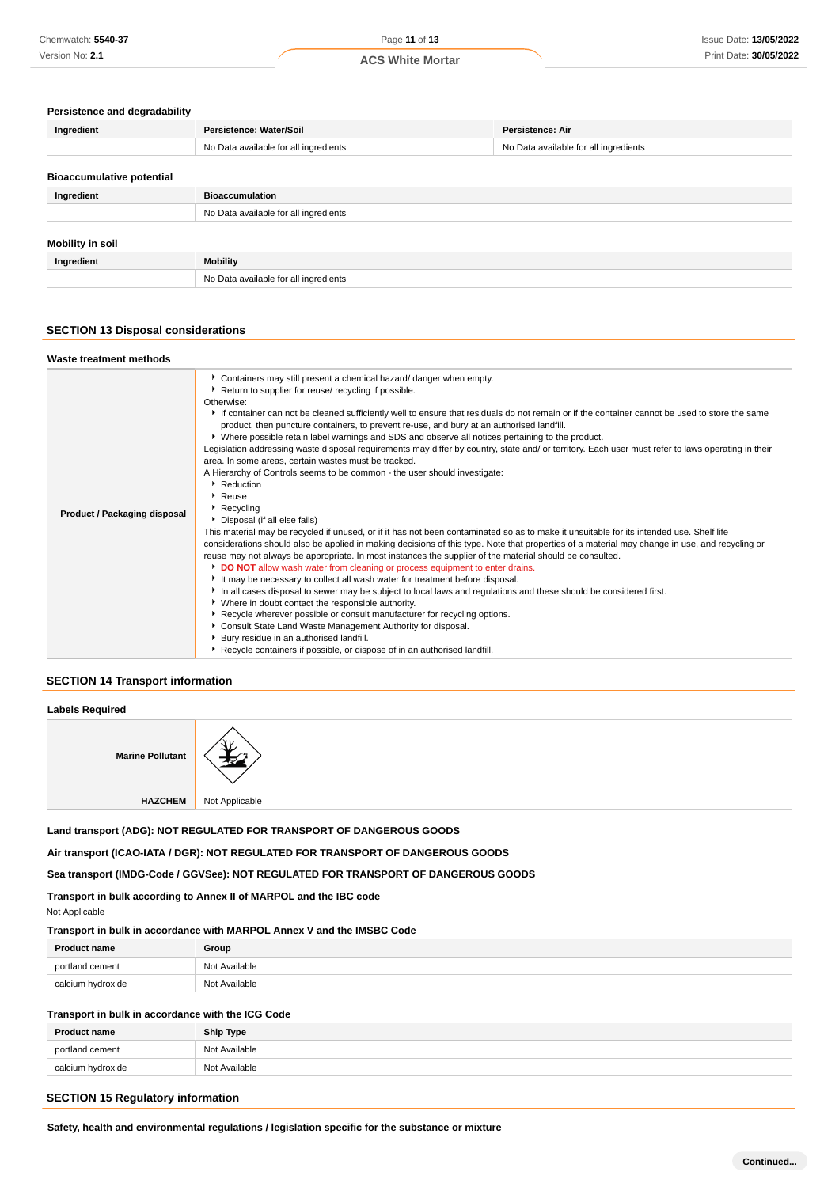### Persistence and degradability

| Ingredient | Persistence: Water/Soil | Persistence: Air |
| --- | --- | --- |
| | No Data available for all ingredients | No Data available for all ingredients |

### Bioaccumulative potential

| Ingredient | Bioaccumulation |
| --- | --- |
| | No Data available for all ingredients |

### Mobility in soil

| Ingredient | Mobility |
| --- | --- |
| | No Data available for all ingredients |

## SECTION 13 Disposal considerations

### Waste treatment methods

**Product / Packaging disposal**

- Containers may still present a chemical hazard/ danger when empty.
- Return to supplier for reuse/ recycling if possible.

Otherwise:

- If container can not be cleaned sufficiently well to ensure that residuals do not remain or if the container cannot be used to store the same product, then puncture containers, to prevent re-use, and bury at an authorised landfill.
- Where possible retain label warnings and SDS and observe all notices pertaining to the product.

Legislation addressing waste disposal requirements may differ by country, state and/ or territory. Each user must refer to laws operating in their area. In some areas, certain wastes must be tracked.

A Hierarchy of Controls seems to be common - the user should investigate:

- Reduction
- Reuse
- Recycling
- Disposal (if all else fails)

This material may be recycled if unused, or if it has not been contaminated so as to make it unsuitable for its intended use. Shelf life considerations should also be applied in making decisions of this type. Note that properties of a material may change in use, and recycling or reuse may not always be appropriate. In most instances the supplier of the material should be consulted.

- **DO NOT** allow wash water from cleaning or process equipment to enter drains.
- It may be necessary to collect all wash water for treatment before disposal.
- In all cases disposal to sewer may be subject to local laws and regulations and these should be considered first.
- Where in doubt contact the responsible authority.
- Recycle wherever possible or consult manufacturer for recycling options.
- Consult State Land Waste Management Authority for disposal.
- Bury residue in an authorised landfill.
- Recycle containers if possible, or dispose of in an authorised landfill.

## SECTION 14 Transport information

### Labels Required

| | |
| --- | --- |
| **Marine Pollutant** | |
| **HAZCHEM** | Not Applicable |

**Land transport (ADG): NOT REGULATED FOR TRANSPORT OF DANGEROUS GOODS**

**Air transport (ICAO-IATA / DGR): NOT REGULATED FOR TRANSPORT OF DANGEROUS GOODS**

**Sea transport (IMDG-Code / GGVSee): NOT REGULATED FOR TRANSPORT OF DANGEROUS GOODS**

### Transport in bulk according to Annex II of MARPOL and the IBC code

Not Applicable

### Transport in bulk in accordance with MARPOL Annex V and the IMSBC Code

| Product name | Group |
| --- | --- |
| portland cement | Not Available |
| calcium hydroxide | Not Available |

### Transport in bulk in accordance with the ICG Code

| Product name | Ship Type |
| --- | --- |
| portland cement | Not Available |
| calcium hydroxide | Not Available |

## SECTION 15 Regulatory information

### Safety, health and environmental regulations / legislation specific for the substance or mixture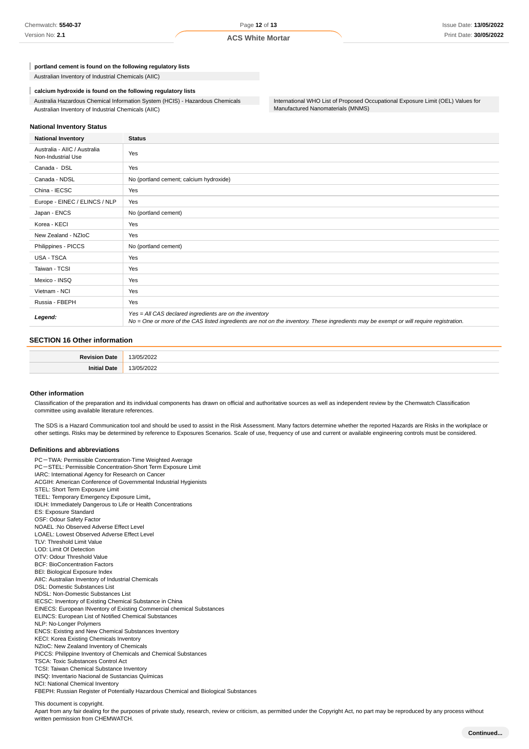**portland cement is found on the following regulatory lists**

Australian Inventory of Industrial Chemicals (AIIC)

**calcium hydroxide is found on the following regulatory lists**

Australia Hazardous Chemical Information System (HCIS) - Hazardous Chemicals
Australian Inventory of Industrial Chemicals (AIIC)

International WHO List of Proposed Occupational Exposure Limit (OEL) Values for Manufactured Nanomaterials (MNMS)

### National Inventory Status

| National Inventory | Status |
|---|---|
| Australia - AIIC / Australia Non-Industrial Use | Yes |
| Canada - DSL | Yes |
| Canada - NDSL | No (portland cement; calcium hydroxide) |
| China - IECSC | Yes |
| Europe - EINEC / ELINCS / NLP | Yes |
| Japan - ENCS | No (portland cement) |
| Korea - KECI | Yes |
| New Zealand - NZIoC | Yes |
| Philippines - PICCS | No (portland cement) |
| USA - TSCA | Yes |
| Taiwan - TCSI | Yes |
| Mexico - INSQ | Yes |
| Vietnam - NCI | Yes |
| Russia - FBEPH | Yes |
| ***Legend:*** | *Yes = All CAS declared ingredients are on the inventory*<br>*No = One or more of the CAS listed ingredients are not on the inventory. These ingredients may be exempt or will require registration.* |

## SECTION 16 Other information

| | |
|---|---|
| **Revision Date** | 13/05/2022 |
| **Initial Date** | 13/05/2022 |

### Other information

Classification of the preparation and its individual components has drawn on official and authoritative sources as well as independent review by the Chemwatch Classification committee using available literature references.

The SDS is a Hazard Communication tool and should be used to assist in the Risk Assessment. Many factors determine whether the reported Hazards are Risks in the workplace or other settings. Risks may be determined by reference to Exposures Scenarios. Scale of use, frequency of use and current or available engineering controls must be considered.

### Definitions and abbreviations

PC－TWA: Permissible Concentration-Time Weighted Average
PC－STEL: Permissible Concentration-Short Term Exposure Limit
IARC: International Agency for Research on Cancer
ACGIH: American Conference of Governmental Industrial Hygienists
STEL: Short Term Exposure Limit
TEEL: Temporary Emergency Exposure Limit。
IDLH: Immediately Dangerous to Life or Health Concentrations
ES: Exposure Standard
OSF: Odour Safety Factor
NOAEL :No Observed Adverse Effect Level
LOAEL: Lowest Observed Adverse Effect Level
TLV: Threshold Limit Value
LOD: Limit Of Detection
OTV: Odour Threshold Value
BCF: BioConcentration Factors
BEI: Biological Exposure Index
AIIC: Australian Inventory of Industrial Chemicals
DSL: Domestic Substances List
NDSL: Non-Domestic Substances List
IECSC: Inventory of Existing Chemical Substance in China
EINECS: European INventory of Existing Commercial chemical Substances
ELINCS: European List of Notified Chemical Substances
NLP: No-Longer Polymers
ENCS: Existing and New Chemical Substances Inventory
KECI: Korea Existing Chemicals Inventory
NZIoC: New Zealand Inventory of Chemicals
PICCS: Philippine Inventory of Chemicals and Chemical Substances
TSCA: Toxic Substances Control Act
TCSI: Taiwan Chemical Substance Inventory
INSQ: Inventario Nacional de Sustancias Químicas
NCI: National Chemical Inventory
FBEPH: Russian Register of Potentially Hazardous Chemical and Biological Substances

This document is copyright.
Apart from any fair dealing for the purposes of private study, research, review or criticism, as permitted under the Copyright Act, no part may be reproduced by any process without written permission from CHEMWATCH.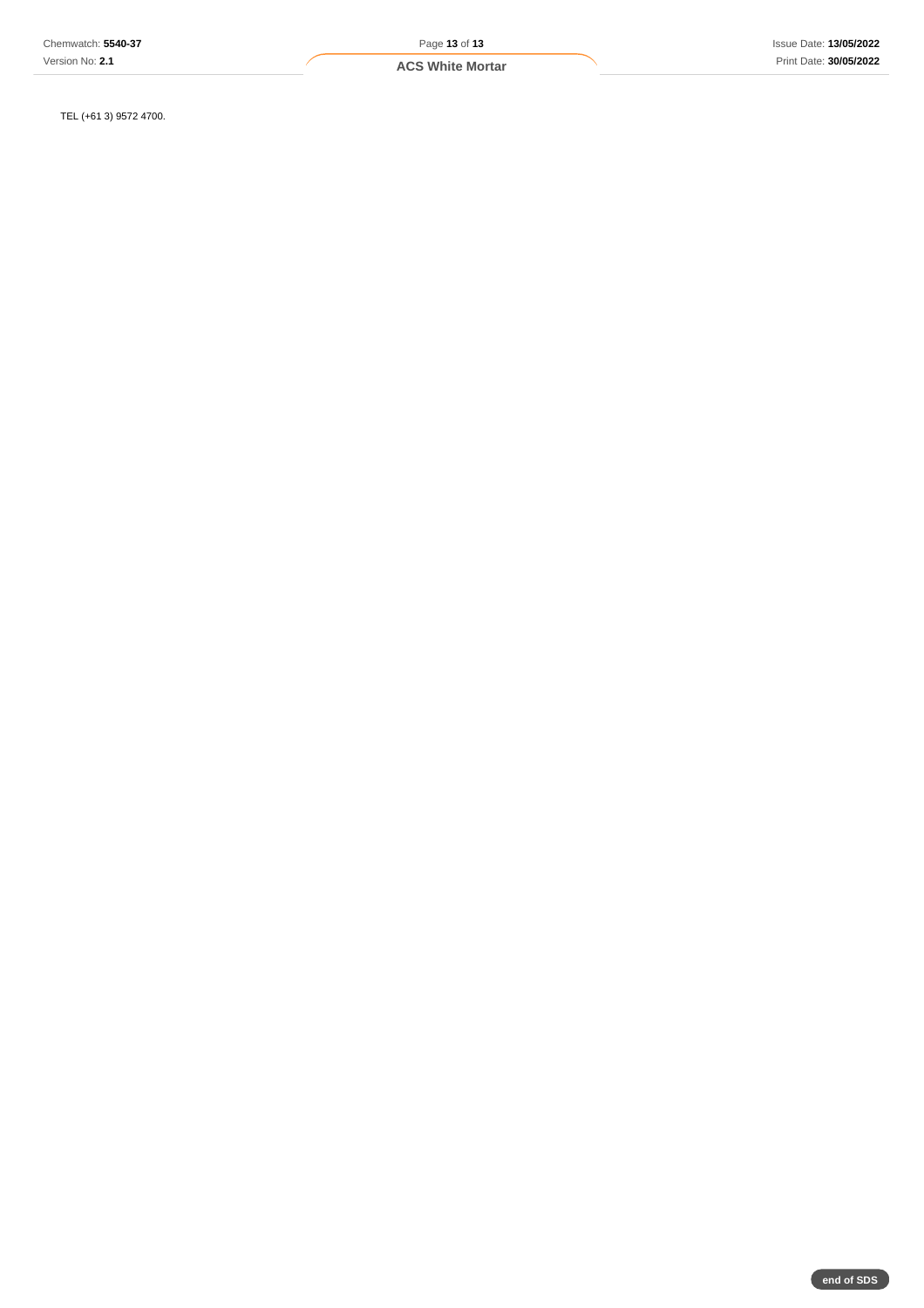TEL (+61 3) 9572 4700.

end of SDS